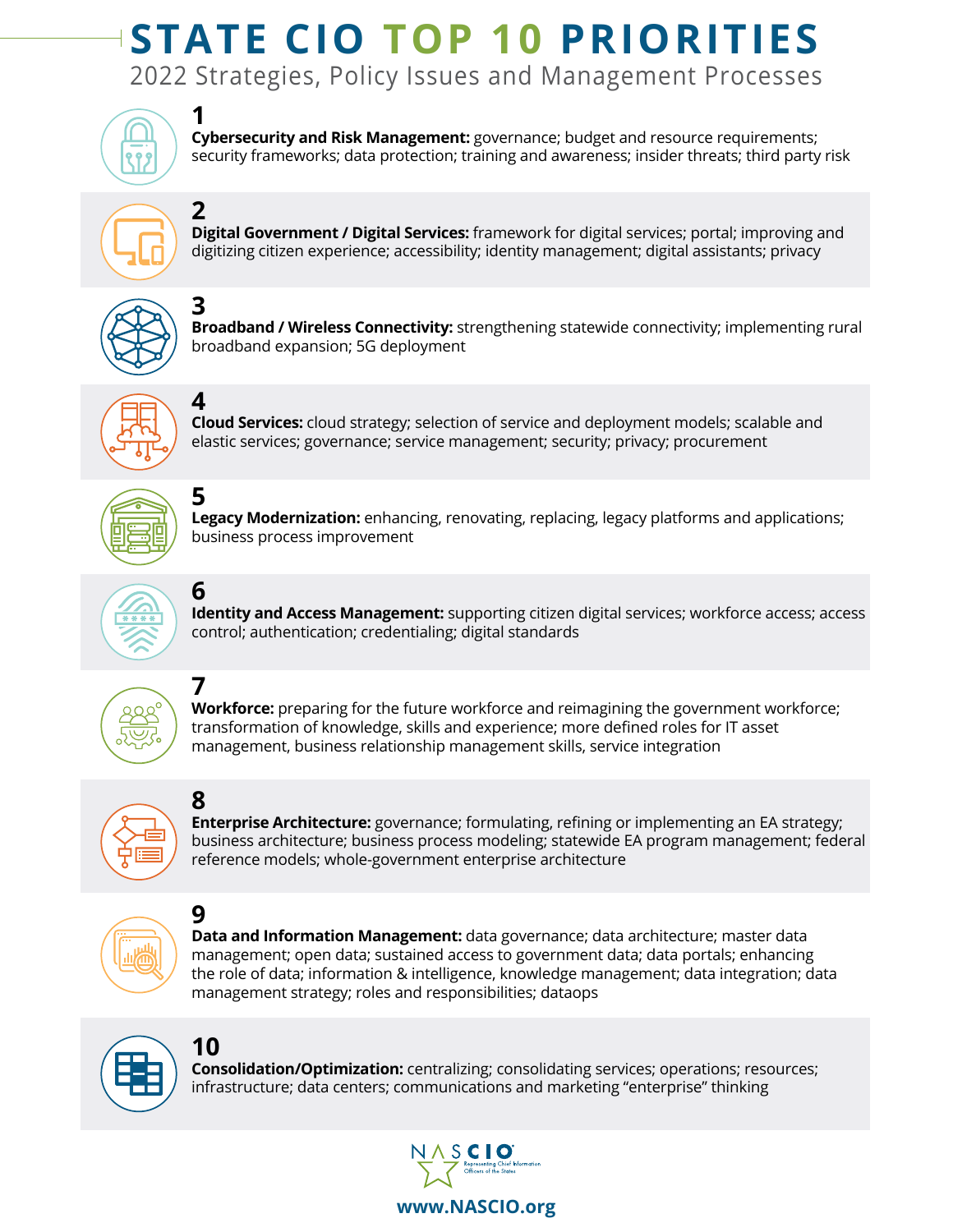# STATE CIO TOP 10 PRIORITIES

## 2022 Strategies, Policy Issues and Management Processes

### 1

**Cybersecurity and Risk Management:** governance; budget and resource requirements; security frameworks; data protection; training and awareness; insider threats; third party risk

### 2

**Digital Government / Digital Services:** framework for digital services; portal; improving and digitizing citizen experience; accessibility; identity management; digital assistants; privacy

### 3

**Broadband / Wireless Connectivity:** strengthening statewide connectivity; implementing rural broadband expansion; 5G deployment

### 4

**Cloud Services:** cloud strategy; selection of service and deployment models; scalable and elastic services; governance; service management; security; privacy; procurement

### 5

**Legacy Modernization:** enhancing, renovating, replacing, legacy platforms and applications; business process improvement

### 6

**Identity and Access Management:** supporting citizen digital services; workforce access; access control; authentication; credentialing; digital standards

### 7

**Workforce:** preparing for the future workforce and reimagining the government workforce; transformation of knowledge, skills and experience; more defined roles for IT asset management, business relationship management skills, service integration

### 8

**Enterprise Architecture:** governance; formulating, refining or implementing an EA strategy; business architecture; business process modeling; statewide EA program management; federal reference models; whole-government enterprise architecture

### 9

**Data and Information Management:** data governance; data architecture; master data management; open data; sustained access to government data; data portals; enhancing the role of data; information & intelligence, knowledge management; data integration; data management strategy; roles and responsibilities; dataops

### 10

**Consolidation/Optimization:** centralizing; consolidating services; operations; resources; infrastructure; data centers; communications and marketing "enterprise" thinking

NASCIO Representing Chief Information Officers of the States

www.NASCIO.org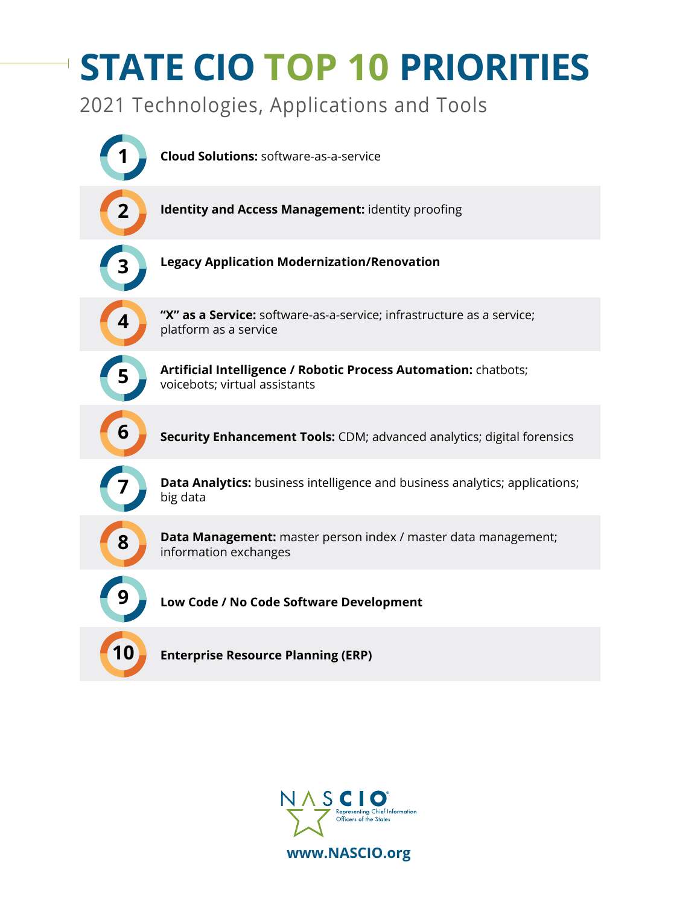# STATE CIO TOP 10 PRIORITIES

## 2021 Technologies, Applications and Tools

1. **Cloud Solutions:** software-as-a-service
2. **Identity and Access Management:** identity proofing
3. **Legacy Application Modernization/Renovation**
4. **"X" as a Service:** software-as-a-service; infrastructure as a service; platform as a service
5. **Artificial Intelligence / Robotic Process Automation:** chatbots; voicebots; virtual assistants
6. **Security Enhancement Tools:** CDM; advanced analytics; digital forensics
7. **Data Analytics:** business intelligence and business analytics; applications; big data
8. **Data Management:** master person index / master data management; information exchanges
9. **Low Code / No Code Software Development**
10. **Enterprise Resource Planning (ERP)**

NASCIO
Representing Chief Information Officers of the States

www.NASCIO.org